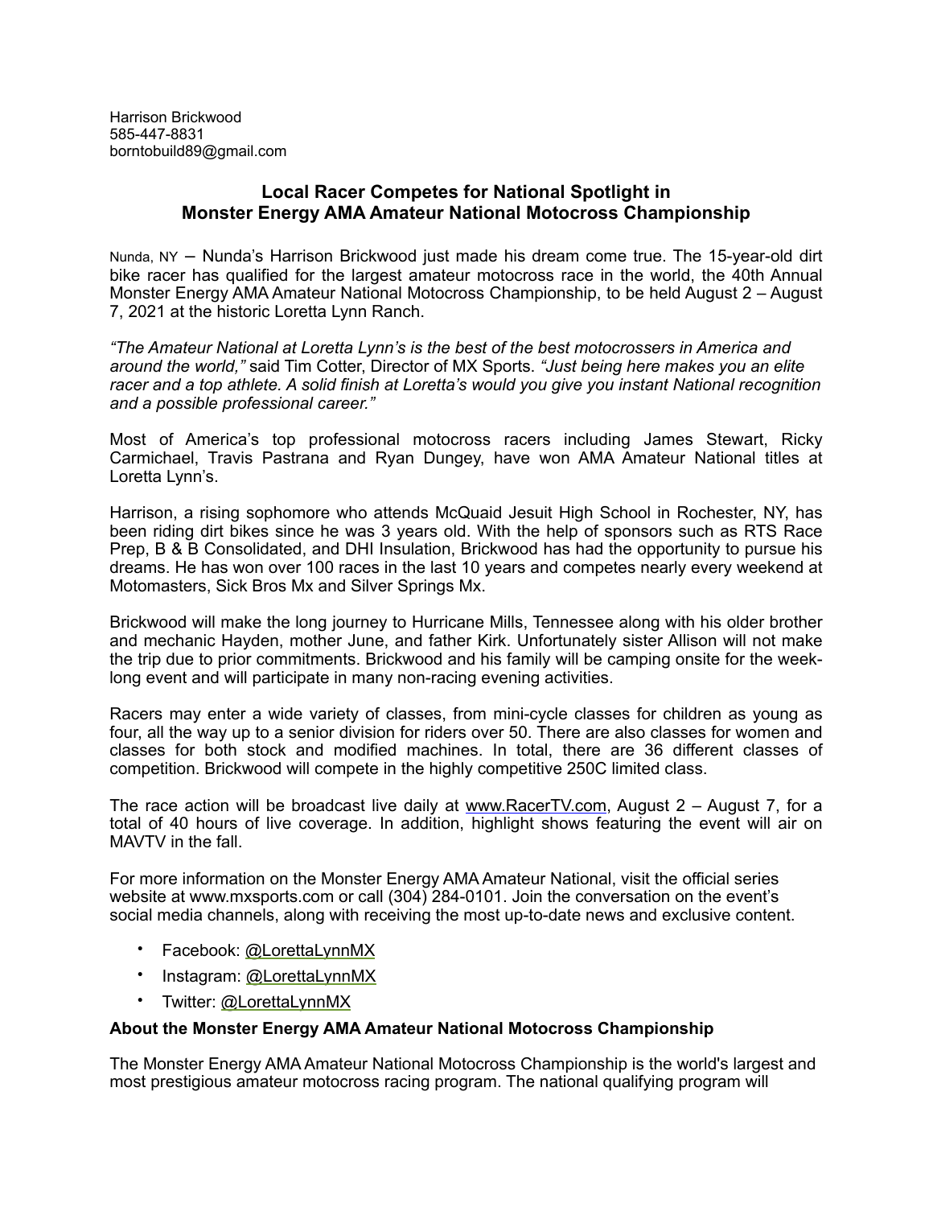Harrison Brickwood
585-447-8831
borntobuild89@gmail.com

## Local Racer Competes for National Spotlight in Monster Energy AMA Amateur National Motocross Championship

Nunda, NY – Nunda's Harrison Brickwood just made his dream come true. The 15-year-old dirt bike racer has qualified for the largest amateur motocross race in the world, the 40th Annual Monster Energy AMA Amateur National Motocross Championship, to be held August 2 – August 7, 2021 at the historic Loretta Lynn Ranch.

*"The Amateur National at Loretta Lynn's is the best of the best motocrossers in America and around the world,"* said Tim Cotter, Director of MX Sports. *"Just being here makes you an elite racer and a top athlete. A solid finish at Loretta's would you give you instant National recognition and a possible professional career."*

Most of America's top professional motocross racers including James Stewart, Ricky Carmichael, Travis Pastrana and Ryan Dungey, have won AMA Amateur National titles at Loretta Lynn's.

Harrison, a rising sophomore who attends McQuaid Jesuit High School in Rochester, NY, has been riding dirt bikes since he was 3 years old. With the help of sponsors such as RTS Race Prep, B & B Consolidated, and DHI Insulation, Brickwood has had the opportunity to pursue his dreams. He has won over 100 races in the last 10 years and competes nearly every weekend at Motomasters, Sick Bros Mx and Silver Springs Mx.

Brickwood will make the long journey to Hurricane Mills, Tennessee along with his older brother and mechanic Hayden, mother June, and father Kirk. Unfortunately sister Allison will not make the trip due to prior commitments. Brickwood and his family will be camping onsite for the week-long event and will participate in many non-racing evening activities.

Racers may enter a wide variety of classes, from mini-cycle classes for children as young as four, all the way up to a senior division for riders over 50. There are also classes for women and classes for both stock and modified machines. In total, there are 36 different classes of competition. Brickwood will compete in the highly competitive 250C limited class.

The race action will be broadcast live daily at www.RacerTV.com, August 2 – August 7, for a total of 40 hours of live coverage. In addition, highlight shows featuring the event will air on MAVTV in the fall.

For more information on the Monster Energy AMA Amateur National, visit the official series website at www.mxsports.com or call (304) 284-0101. Join the conversation on the event's social media channels, along with receiving the most up-to-date news and exclusive content.

- Facebook: @LorettaLynnMX
- Instagram: @LorettaLynnMX
- Twitter: @LorettaLynnMX

**About the Monster Energy AMA Amateur National Motocross Championship**

The Monster Energy AMA Amateur National Motocross Championship is the world's largest and most prestigious amateur motocross racing program. The national qualifying program will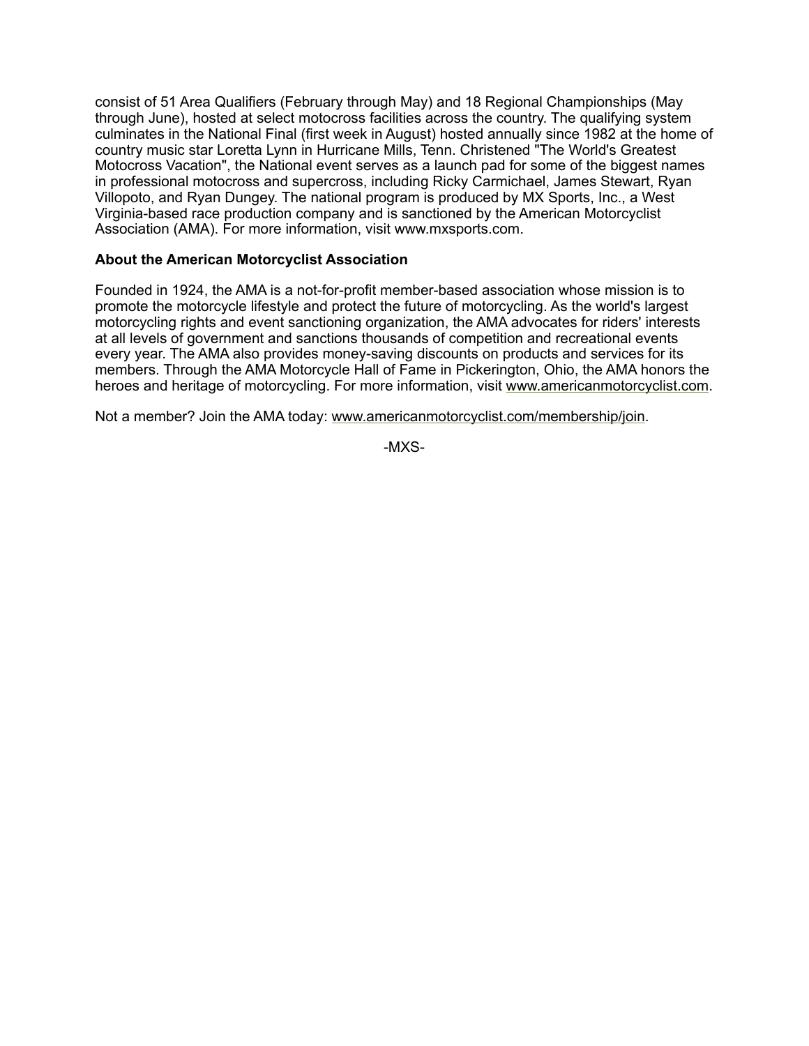consist of 51 Area Qualifiers (February through May) and 18 Regional Championships (May through June), hosted at select motocross facilities across the country. The qualifying system culminates in the National Final (first week in August) hosted annually since 1982 at the home of country music star Loretta Lynn in Hurricane Mills, Tenn. Christened "The World's Greatest Motocross Vacation", the National event serves as a launch pad for some of the biggest names in professional motocross and supercross, including Ricky Carmichael, James Stewart, Ryan Villopoto, and Ryan Dungey. The national program is produced by MX Sports, Inc., a West Virginia-based race production company and is sanctioned by the American Motorcyclist Association (AMA). For more information, visit www.mxsports.com.

**About the American Motorcyclist Association**

Founded in 1924, the AMA is a not-for-profit member-based association whose mission is to promote the motorcycle lifestyle and protect the future of motorcycling. As the world's largest motorcycling rights and event sanctioning organization, the AMA advocates for riders' interests at all levels of government and sanctions thousands of competition and recreational events every year. The AMA also provides money-saving discounts on products and services for its members. Through the AMA Motorcycle Hall of Fame in Pickerington, Ohio, the AMA honors the heroes and heritage of motorcycling. For more information, visit www.americanmotorcyclist.com.

Not a member? Join the AMA today: www.americanmotorcyclist.com/membership/join.

-MXS-